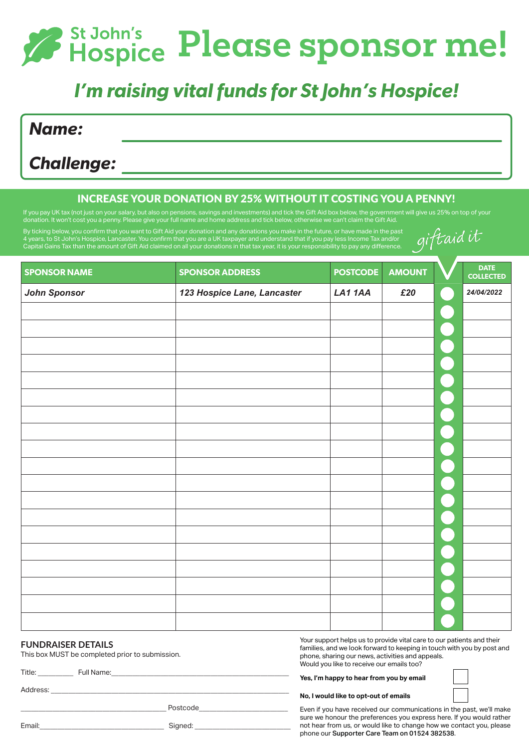# St John's Hospice

# Please sponsor me!

## *I'm raising vital funds for St John's Hospice!*

**Name:** ______________________________

**Challenge:** ______________________________

### INCREASE YOUR DONATION BY 25% WITHOUT IT COSTING YOU A PENNY!

If you pay UK tax (not just on your salary, but also on pensions, savings and investments) and tick the Gift Aid box below, the government will give us 25% on top of your donation. It won't cost you a penny. Please give your full name and home address and tick below, otherwise we can't claim the Gift Aid.

By ticking below, you confirm that you want to Gift Aid your donation and any donations you make in the future, or have made in the past 4 years, to St John's Hospice, Lancaster. You confirm that you are a UK taxpayer and understand that if you pay less Income Tax and/or Capital Gains Tax than the amount of Gift Aid claimed on all your donations in that tax year, it is your responsibility to pay any difference.

giftaid it

| SPONSOR NAME | SPONSOR ADDRESS | POSTCODE | AMOUNT | ✓ | DATE COLLECTED |
|---|---|---|---|---|---|
| *John Sponsor* | *123 Hospice Lane, Lancaster* | *LA1 1AA* | *£20* | | *24/04/2022* |
| | | | | | |
| | | | | | |
| | | | | | |
| | | | | | |
| | | | | | |
| | | | | | |
| | | | | | |
| | | | | | |
| | | | | | |
| | | | | | |
| | | | | | |
| | | | | | |
| | | | | | |
| | | | | | |
| | | | | | |
| | | | | | |
| | | | | | |
| | | | | | |
| | | | | | |

### FUNDRAISER DETAILS

This box MUST be completed prior to submission.

Title: __________ Full Name: ______________________________

Address: ______________________________

______________________________ Postcode ______________________

Email: ______________________ Signed: ______________________

Your support helps us to provide vital care to our patients and their families, and we look forward to keeping in touch with you by post and phone, sharing our news, activities and appeals. Would you like to receive our emails too?

**Yes, I'm happy to hear from you by email** ☐

**No, I would like to opt-out of emails** ☐

Even if you have received our communications in the past, we'll make sure we honour the preferences you express here. If you would rather not hear from us, or would like to change how we contact you, please phone our **Supporter Care Team on 01524 382538**.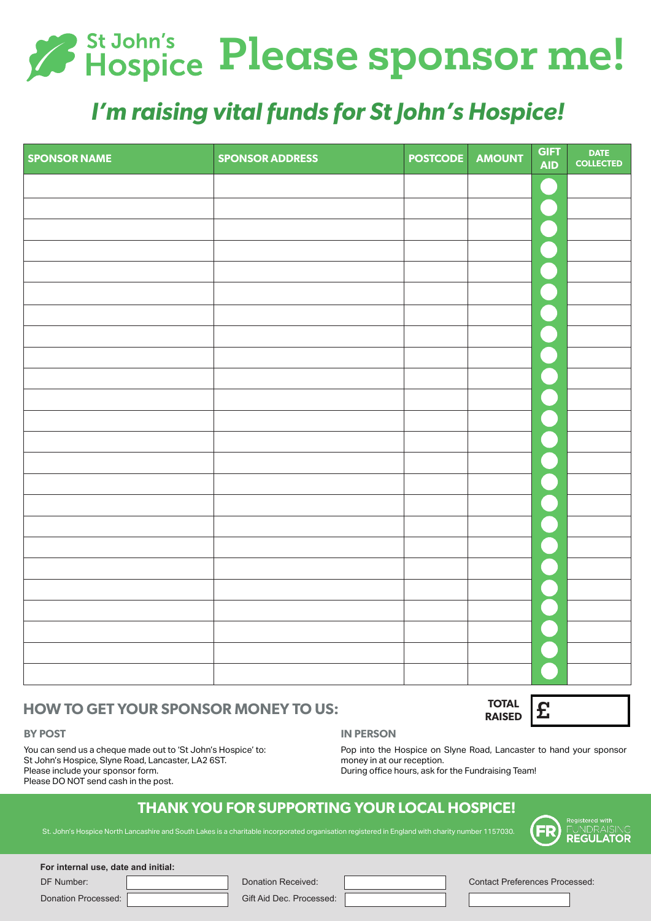St John's Hospice

# Please sponsor me!

## *I'm raising vital funds for St John's Hospice!*

| SPONSOR NAME | SPONSOR ADDRESS | POSTCODE | AMOUNT | GIFT AID | DATE COLLECTED |
|---|---|---|---|---|---|
| | | | | | |
| | | | | | |
| | | | | | |
| | | | | | |
| | | | | | |
| | | | | | |
| | | | | | |
| | | | | | |
| | | | | | |
| | | | | | |
| | | | | | |
| | | | | | |
| | | | | | |
| | | | | | |
| | | | | | |
| | | | | | |
| | | | | | |
| | | | | | |
| | | | | | |
| | | | | | |
| | | | | | |
| | | | | | |
| | | | | | |
| | | | | | |

## HOW TO GET YOUR SPONSOR MONEY TO US:

**TOTAL RAISED** £

**BY POST**

You can send us a cheque made out to 'St John's Hospice' to:
St John's Hospice, Slyne Road, Lancaster, LA2 6ST.
Please include your sponsor form.
Please DO NOT send cash in the post.

**IN PERSON**

Pop into the Hospice on Slyne Road, Lancaster to hand your sponsor money in at our reception.
During office hours, ask for the Fundraising Team!

## THANK YOU FOR SUPPORTING YOUR LOCAL HOSPICE!

St. John's Hospice North Lancashire and South Lakes is a charitable incorporated organisation registered in England with charity number 1157030.

Registered with FUNDRAISING REGULATOR

**For internal use, date and initial:**

DF Number:
Donation Received:
Contact Preferences Processed:
Donation Processed:
Gift Aid Dec. Processed: